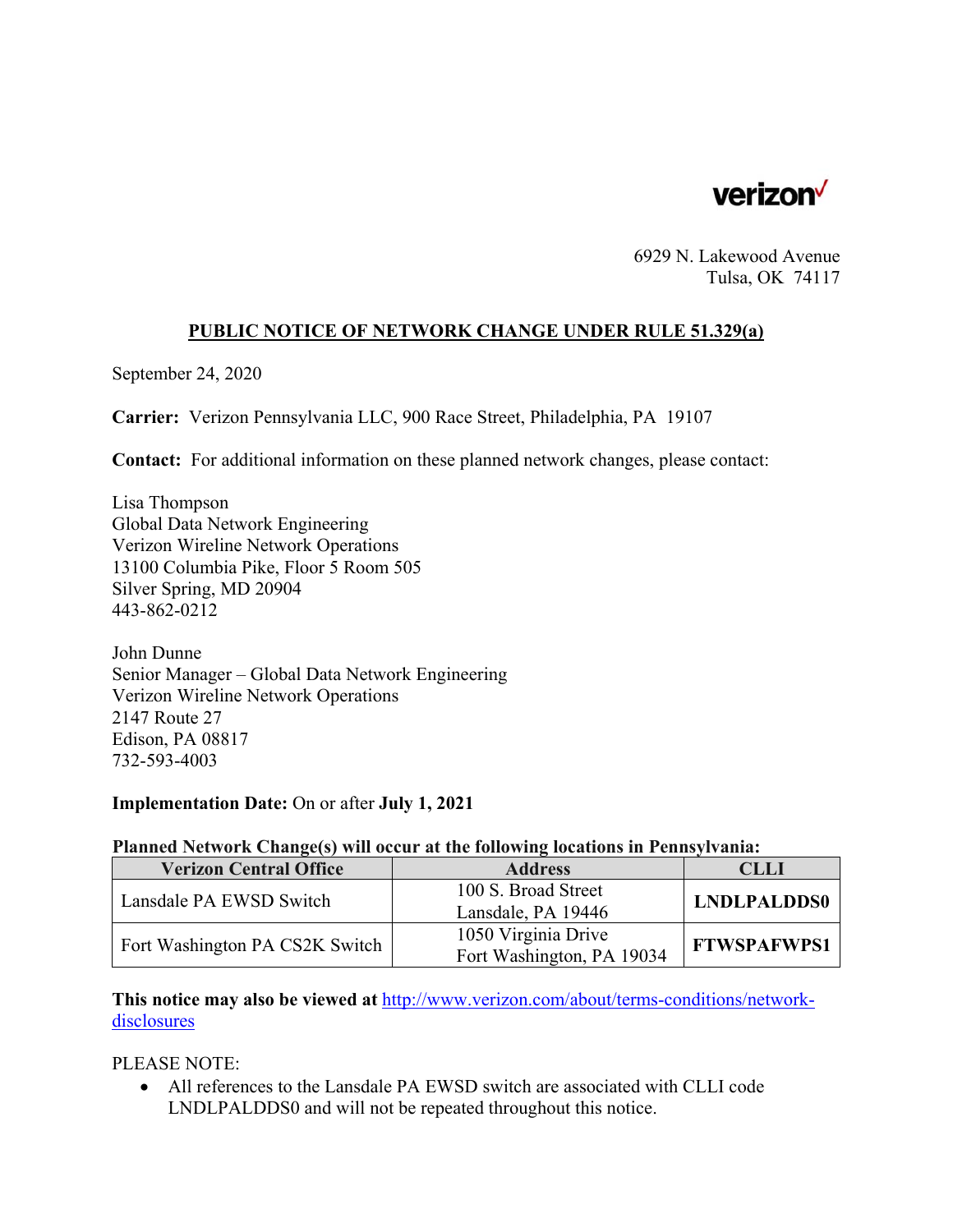verizon✓

6929 N. Lakewood Avenue
Tulsa, OK 74117

## PUBLIC NOTICE OF NETWORK CHANGE UNDER RULE 51.329(a)

September 24, 2020

**Carrier:** Verizon Pennsylvania LLC, 900 Race Street, Philadelphia, PA 19107

**Contact:** For additional information on these planned network changes, please contact:

Lisa Thompson
Global Data Network Engineering
Verizon Wireline Network Operations
13100 Columbia Pike, Floor 5 Room 505
Silver Spring, MD 20904
443-862-0212

John Dunne
Senior Manager – Global Data Network Engineering
Verizon Wireline Network Operations
2147 Route 27
Edison, PA 08817
732-593-4003

**Implementation Date:** On or after **July 1, 2021**

**Planned Network Change(s) will occur at the following locations in Pennsylvania:**

| Verizon Central Office | Address | CLLI |
|---|---|---|
| Lansdale PA EWSD Switch | 100 S. Broad Street Lansdale, PA 19446 | **LNDLPALDDS0** |
| Fort Washington PA CS2K Switch | 1050 Virginia Drive Fort Washington, PA 19034 | **FTWSPAFWPS1** |

**This notice may also be viewed at** http://www.verizon.com/about/terms-conditions/network-disclosures

PLEASE NOTE:

- All references to the Lansdale PA EWSD switch are associated with CLLI code LNDLPALDDS0 and will not be repeated throughout this notice.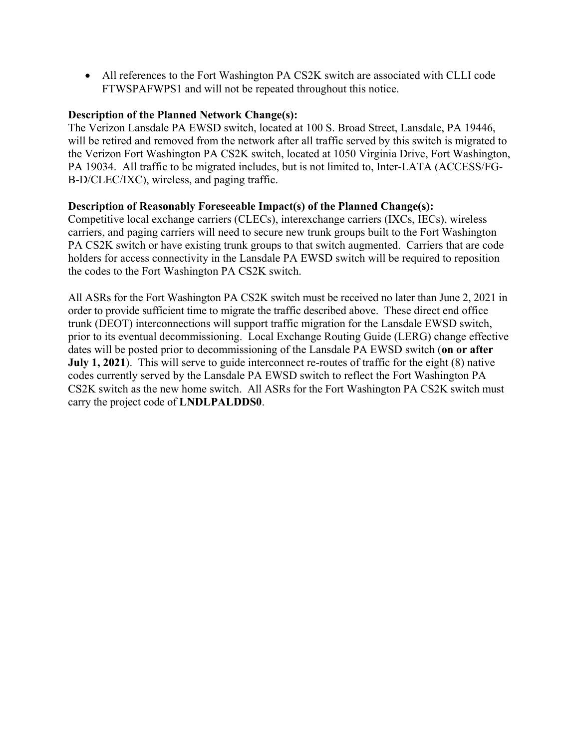- All references to the Fort Washington PA CS2K switch are associated with CLLI code FTWSPAFWPS1 and will not be repeated throughout this notice.

**Description of the Planned Network Change(s):**

The Verizon Lansdale PA EWSD switch, located at 100 S. Broad Street, Lansdale, PA 19446, will be retired and removed from the network after all traffic served by this switch is migrated to the Verizon Fort Washington PA CS2K switch, located at 1050 Virginia Drive, Fort Washington, PA 19034. All traffic to be migrated includes, but is not limited to, Inter-LATA (ACCESS/FG-B-D/CLEC/IXC), wireless, and paging traffic.

**Description of Reasonably Foreseeable Impact(s) of the Planned Change(s):**

Competitive local exchange carriers (CLECs), interexchange carriers (IXCs, IECs), wireless carriers, and paging carriers will need to secure new trunk groups built to the Fort Washington PA CS2K switch or have existing trunk groups to that switch augmented. Carriers that are code holders for access connectivity in the Lansdale PA EWSD switch will be required to reposition the codes to the Fort Washington PA CS2K switch.

All ASRs for the Fort Washington PA CS2K switch must be received no later than June 2, 2021 in order to provide sufficient time to migrate the traffic described above. These direct end office trunk (DEOT) interconnections will support traffic migration for the Lansdale EWSD switch, prior to its eventual decommissioning. Local Exchange Routing Guide (LERG) change effective dates will be posted prior to decommissioning of the Lansdale PA EWSD switch (**on or after July 1, 2021**). This will serve to guide interconnect re-routes of traffic for the eight (8) native codes currently served by the Lansdale PA EWSD switch to reflect the Fort Washington PA CS2K switch as the new home switch. All ASRs for the Fort Washington PA CS2K switch must carry the project code of **LNDLPALDDS0**.